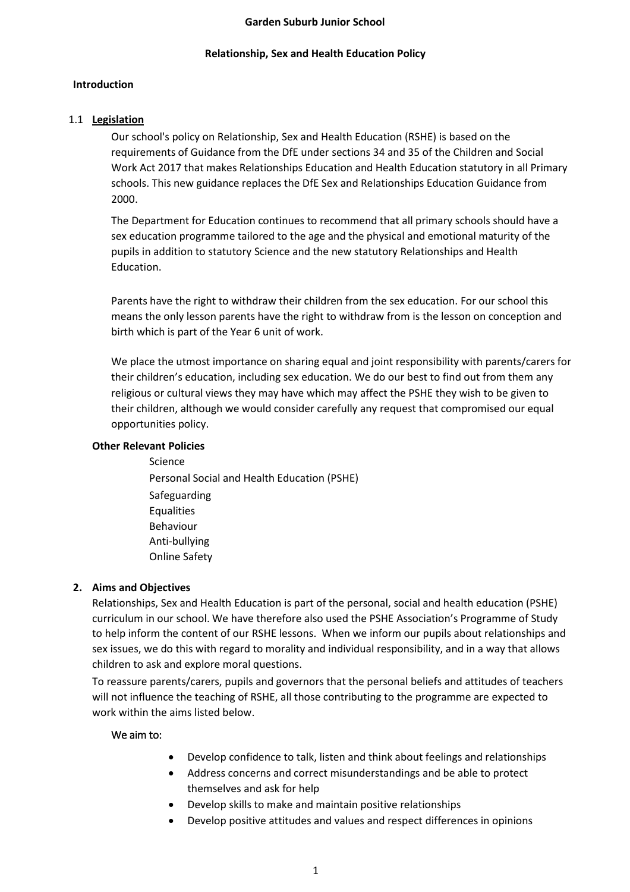**Garden Suburb Junior School**

**Relationship, Sex and Health Education Policy**

## Introduction

### 1.1 Legislation

Our school's policy on Relationship, Sex and Health Education (RSHE) is based on the requirements of Guidance from the DfE under sections 34 and 35 of the Children and Social Work Act 2017 that makes Relationships Education and Health Education statutory in all Primary schools. This new guidance replaces the DfE Sex and Relationships Education Guidance from 2000.

The Department for Education continues to recommend that all primary schools should have a sex education programme tailored to the age and the physical and emotional maturity of the pupils in addition to statutory Science and the new statutory Relationships and Health Education.

Parents have the right to withdraw their children from the sex education. For our school this means the only lesson parents have the right to withdraw from is the lesson on conception and birth which is part of the Year 6 unit of work.

We place the utmost importance on sharing equal and joint responsibility with parents/carers for their children's education, including sex education. We do our best to find out from them any religious or cultural views they may have which may affect the PSHE they wish to be given to their children, although we would consider carefully any request that compromised our equal opportunities policy.

**Other Relevant Policies**

- Science
- Personal Social and Health Education (PSHE)
- Safeguarding
- Equalities
- Behaviour
- Anti-bullying
- Online Safety

## 2. Aims and Objectives

Relationships, Sex and Health Education is part of the personal, social and health education (PSHE) curriculum in our school. We have therefore also used the PSHE Association's Programme of Study to help inform the content of our RSHE lessons. When we inform our pupils about relationships and sex issues, we do this with regard to morality and individual responsibility, and in a way that allows children to ask and explore moral questions.

To reassure parents/carers, pupils and governors that the personal beliefs and attitudes of teachers will not influence the teaching of RSHE, all those contributing to the programme are expected to work within the aims listed below.

We aim to:

- Develop confidence to talk, listen and think about feelings and relationships
- Address concerns and correct misunderstandings and be able to protect themselves and ask for help
- Develop skills to make and maintain positive relationships
- Develop positive attitudes and values and respect differences in opinions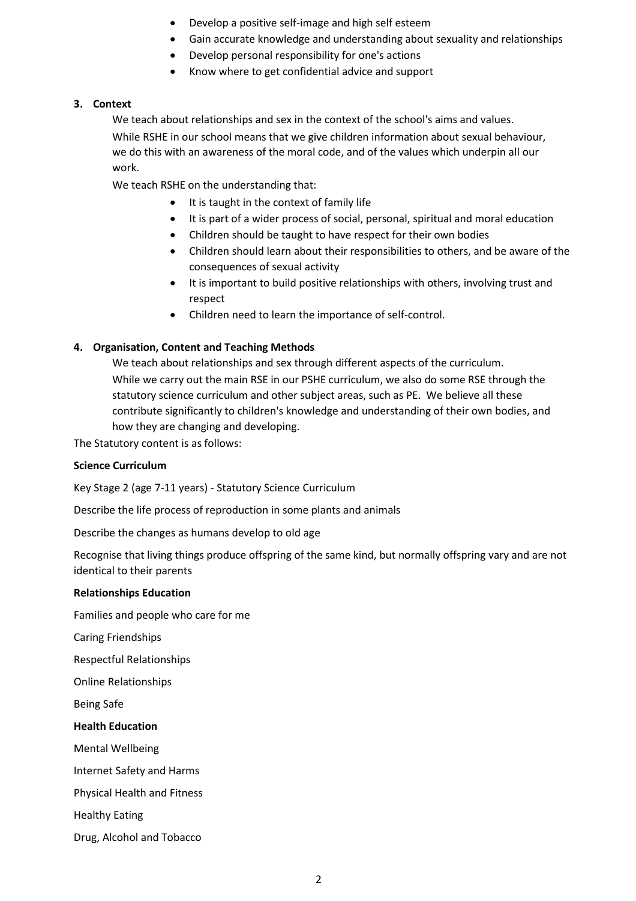- Develop a positive self-image and high self esteem
- Gain accurate knowledge and understanding about sexuality and relationships
- Develop personal responsibility for one's actions
- Know where to get confidential advice and support

## 3. Context

We teach about relationships and sex in the context of the school's aims and values.

While RSHE in our school means that we give children information about sexual behaviour, we do this with an awareness of the moral code, and of the values which underpin all our work.

We teach RSHE on the understanding that:

- It is taught in the context of family life
- It is part of a wider process of social, personal, spiritual and moral education
- Children should be taught to have respect for their own bodies
- Children should learn about their responsibilities to others, and be aware of the consequences of sexual activity
- It is important to build positive relationships with others, involving trust and respect
- Children need to learn the importance of self-control.

## 4. Organisation, Content and Teaching Methods

We teach about relationships and sex through different aspects of the curriculum.

While we carry out the main RSE in our PSHE curriculum, we also do some RSE through the statutory science curriculum and other subject areas, such as PE. We believe all these contribute significantly to children's knowledge and understanding of their own bodies, and how they are changing and developing.

The Statutory content is as follows:

**Science Curriculum**

Key Stage 2 (age 7-11 years) - Statutory Science Curriculum

Describe the life process of reproduction in some plants and animals

Describe the changes as humans develop to old age

Recognise that living things produce offspring of the same kind, but normally offspring vary and are not identical to their parents

**Relationships Education**

Families and people who care for me

Caring Friendships

Respectful Relationships

Online Relationships

Being Safe

**Health Education**

Mental Wellbeing

Internet Safety and Harms

Physical Health and Fitness

Healthy Eating

Drug, Alcohol and Tobacco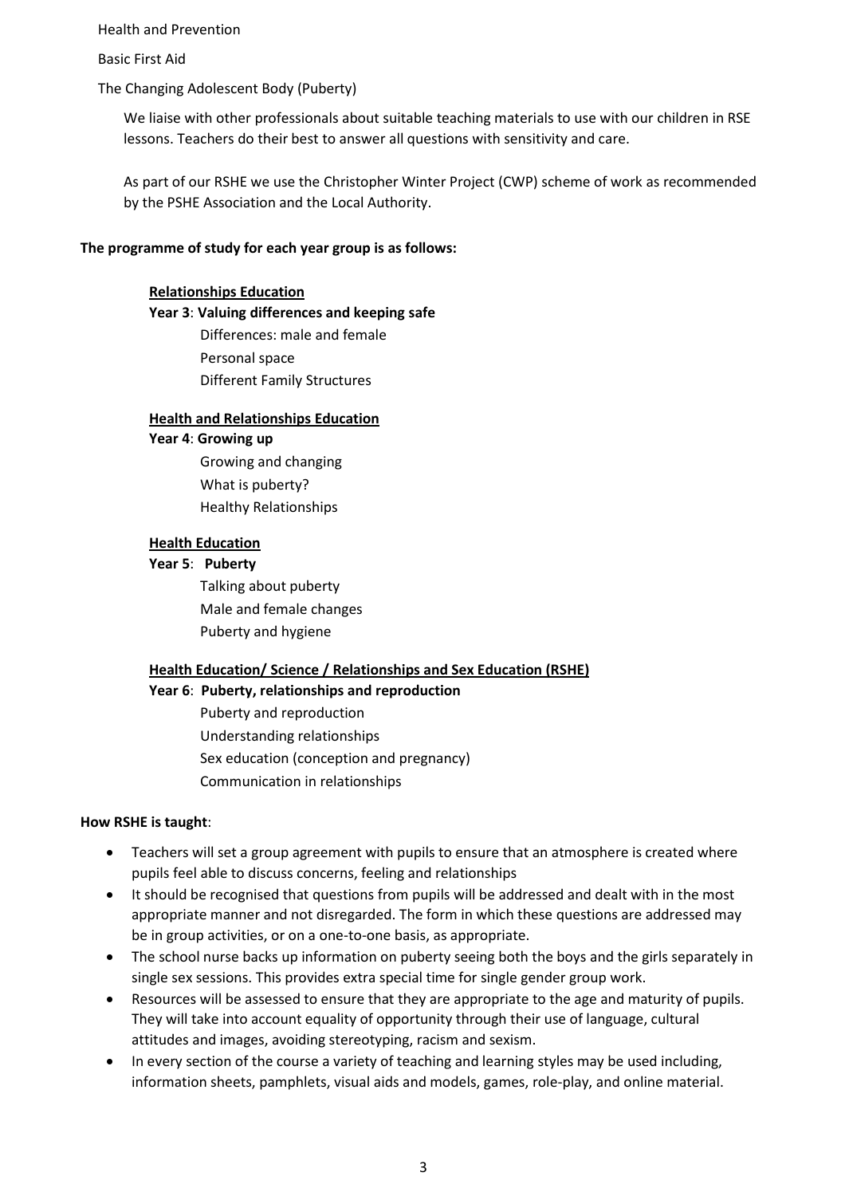Health and Prevention

Basic First Aid

The Changing Adolescent Body (Puberty)

We liaise with other professionals about suitable teaching materials to use with our children in RSE lessons. Teachers do their best to answer all questions with sensitivity and care.

As part of our RSHE we use the Christopher Winter Project (CWP) scheme of work as recommended by the PSHE Association and the Local Authority.

**The programme of study for each year group is as follows:**

**Relationships Education**

**Year 3**: **Valuing differences and keeping safe**

Differences: male and female
Personal space
Different Family Structures

**Health and Relationships Education**

**Year 4**: **Growing up**

Growing and changing
What is puberty?
Healthy Relationships

**Health Education**

**Year 5**: **Puberty**

Talking about puberty
Male and female changes
Puberty and hygiene

**Health Education/ Science / Relationships and Sex Education (RSHE)**

**Year 6**: **Puberty, relationships and reproduction**

Puberty and reproduction
Understanding relationships
Sex education (conception and pregnancy)
Communication in relationships

**How RSHE is taught**:

- Teachers will set a group agreement with pupils to ensure that an atmosphere is created where pupils feel able to discuss concerns, feeling and relationships
- It should be recognised that questions from pupils will be addressed and dealt with in the most appropriate manner and not disregarded. The form in which these questions are addressed may be in group activities, or on a one-to-one basis, as appropriate.
- The school nurse backs up information on puberty seeing both the boys and the girls separately in single sex sessions. This provides extra special time for single gender group work.
- Resources will be assessed to ensure that they are appropriate to the age and maturity of pupils. They will take into account equality of opportunity through their use of language, cultural attitudes and images, avoiding stereotyping, racism and sexism.
- In every section of the course a variety of teaching and learning styles may be used including, information sheets, pamphlets, visual aids and models, games, role-play, and online material.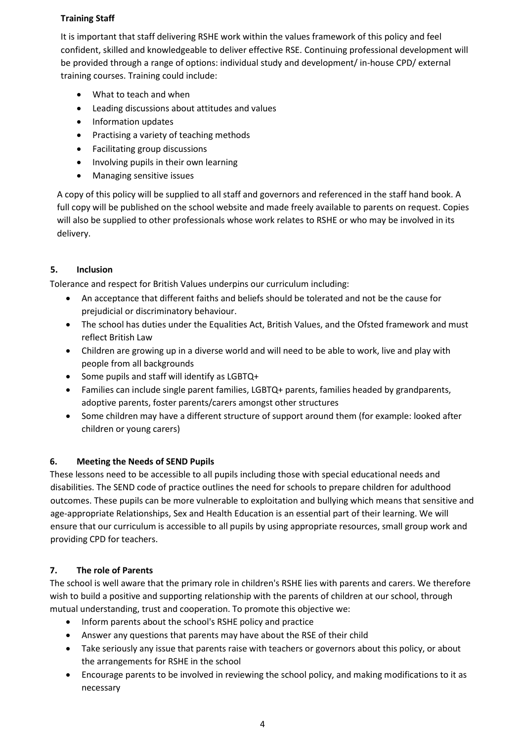**Training Staff**

It is important that staff delivering RSHE work within the values framework of this policy and feel confident, skilled and knowledgeable to deliver effective RSE. Continuing professional development will be provided through a range of options: individual study and development/ in-house CPD/ external training courses. Training could include:

- What to teach and when
- Leading discussions about attitudes and values
- Information updates
- Practising a variety of teaching methods
- Facilitating group discussions
- Involving pupils in their own learning
- Managing sensitive issues

A copy of this policy will be supplied to all staff and governors and referenced in the staff hand book. A full copy will be published on the school website and made freely available to parents on request. Copies will also be supplied to other professionals whose work relates to RSHE or who may be involved in its delivery.

## 5. Inclusion

Tolerance and respect for British Values underpins our curriculum including:

- An acceptance that different faiths and beliefs should be tolerated and not be the cause for prejudicial or discriminatory behaviour.
- The school has duties under the Equalities Act, British Values, and the Ofsted framework and must reflect British Law
- Children are growing up in a diverse world and will need to be able to work, live and play with people from all backgrounds
- Some pupils and staff will identify as LGBTQ+
- Families can include single parent families, LGBTQ+ parents, families headed by grandparents, adoptive parents, foster parents/carers amongst other structures
- Some children may have a different structure of support around them (for example: looked after children or young carers)

## 6. Meeting the Needs of SEND Pupils

These lessons need to be accessible to all pupils including those with special educational needs and disabilities. The SEND code of practice outlines the need for schools to prepare children for adulthood outcomes. These pupils can be more vulnerable to exploitation and bullying which means that sensitive and age-appropriate Relationships, Sex and Health Education is an essential part of their learning. We will ensure that our curriculum is accessible to all pupils by using appropriate resources, small group work and providing CPD for teachers.

## 7. The role of Parents

The school is well aware that the primary role in children's RSHE lies with parents and carers. We therefore wish to build a positive and supporting relationship with the parents of children at our school, through mutual understanding, trust and cooperation. To promote this objective we:

- Inform parents about the school's RSHE policy and practice
- Answer any questions that parents may have about the RSE of their child
- Take seriously any issue that parents raise with teachers or governors about this policy, or about the arrangements for RSHE in the school
- Encourage parents to be involved in reviewing the school policy, and making modifications to it as necessary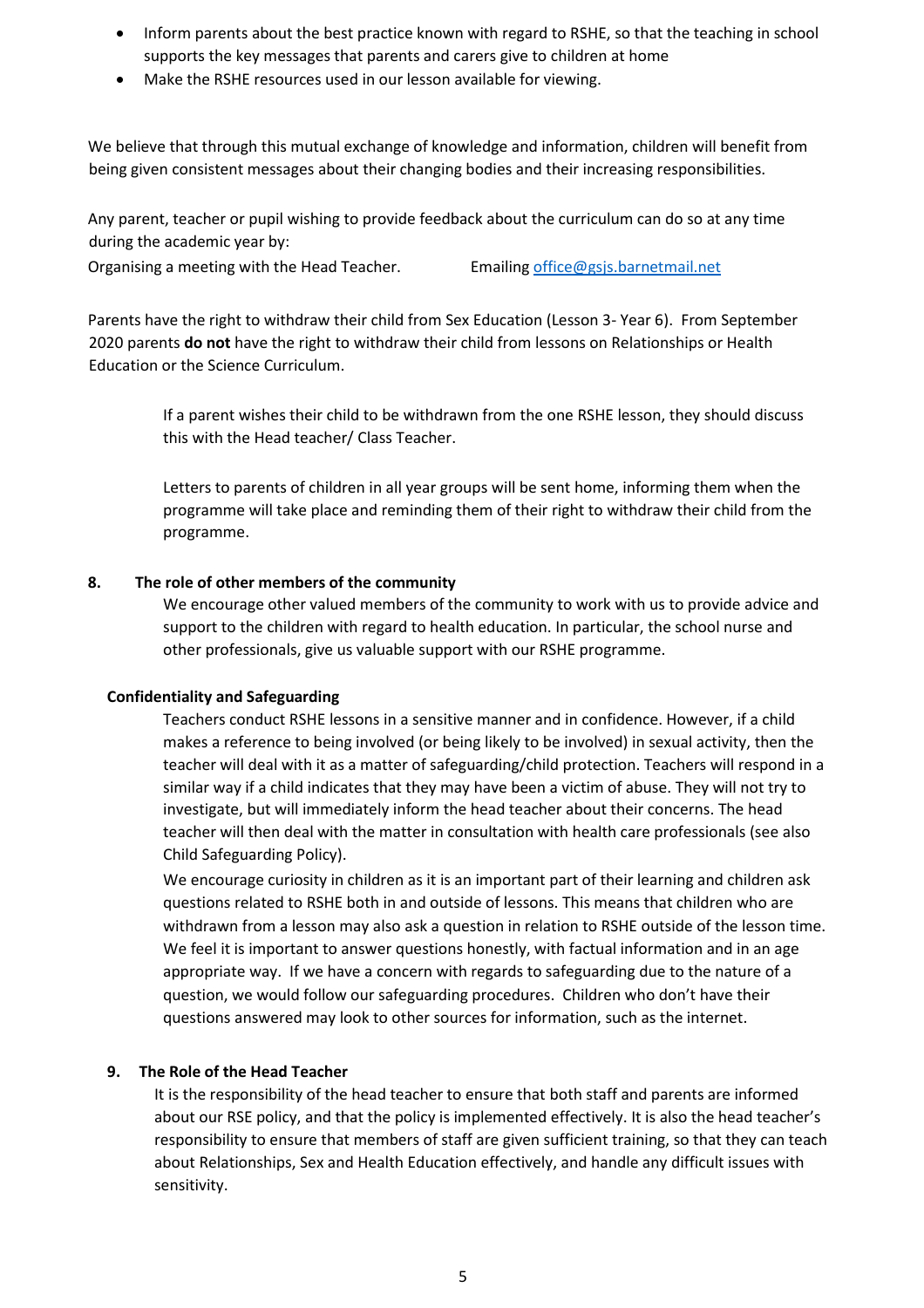- Inform parents about the best practice known with regard to RSHE, so that the teaching in school supports the key messages that parents and carers give to children at home
- Make the RSHE resources used in our lesson available for viewing.

We believe that through this mutual exchange of knowledge and information, children will benefit from being given consistent messages about their changing bodies and their increasing responsibilities.

Any parent, teacher or pupil wishing to provide feedback about the curriculum can do so at any time during the academic year by:

Organising a meeting with the Head Teacher. Emailing office@gsjs.barnetmail.net

Parents have the right to withdraw their child from Sex Education (Lesson 3- Year 6). From September 2020 parents **do not** have the right to withdraw their child from lessons on Relationships or Health Education or the Science Curriculum.

If a parent wishes their child to be withdrawn from the one RSHE lesson, they should discuss this with the Head teacher/ Class Teacher.

Letters to parents of children in all year groups will be sent home, informing them when the programme will take place and reminding them of their right to withdraw their child from the programme.

## 8. The role of other members of the community

We encourage other valued members of the community to work with us to provide advice and support to the children with regard to health education. In particular, the school nurse and other professionals, give us valuable support with our RSHE programme.

### Confidentiality and Safeguarding

Teachers conduct RSHE lessons in a sensitive manner and in confidence. However, if a child makes a reference to being involved (or being likely to be involved) in sexual activity, then the teacher will deal with it as a matter of safeguarding/child protection. Teachers will respond in a similar way if a child indicates that they may have been a victim of abuse. They will not try to investigate, but will immediately inform the head teacher about their concerns. The head teacher will then deal with the matter in consultation with health care professionals (see also Child Safeguarding Policy).

We encourage curiosity in children as it is an important part of their learning and children ask questions related to RSHE both in and outside of lessons. This means that children who are withdrawn from a lesson may also ask a question in relation to RSHE outside of the lesson time. We feel it is important to answer questions honestly, with factual information and in an age appropriate way. If we have a concern with regards to safeguarding due to the nature of a question, we would follow our safeguarding procedures. Children who don't have their questions answered may look to other sources for information, such as the internet.

## 9. The Role of the Head Teacher

It is the responsibility of the head teacher to ensure that both staff and parents are informed about our RSE policy, and that the policy is implemented effectively. It is also the head teacher's responsibility to ensure that members of staff are given sufficient training, so that they can teach about Relationships, Sex and Health Education effectively, and handle any difficult issues with sensitivity.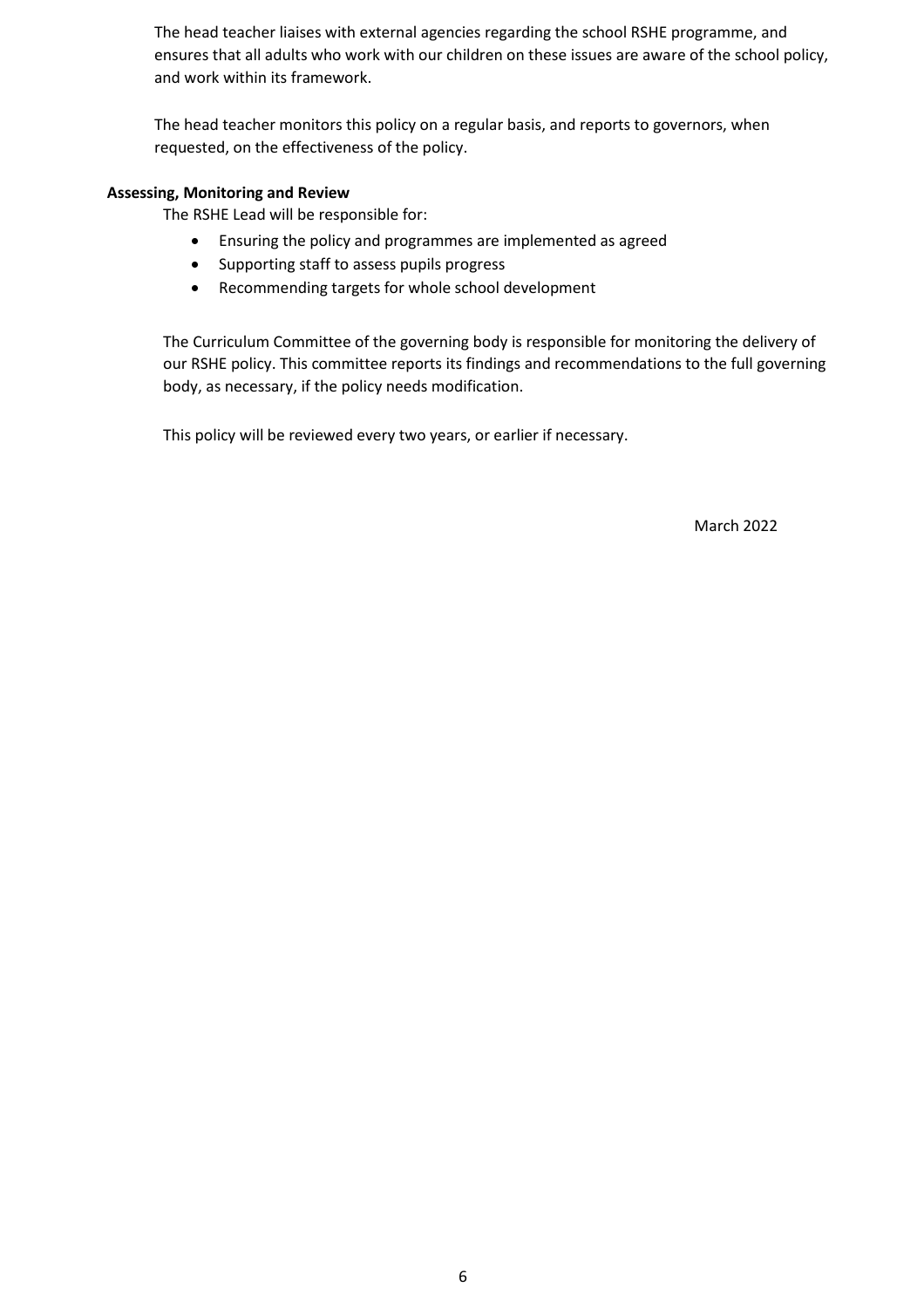The head teacher liaises with external agencies regarding the school RSHE programme, and ensures that all adults who work with our children on these issues are aware of the school policy, and work within its framework.

The head teacher monitors this policy on a regular basis, and reports to governors, when requested, on the effectiveness of the policy.

**Assessing, Monitoring and Review**

The RSHE Lead will be responsible for:

- Ensuring the policy and programmes are implemented as agreed
- Supporting staff to assess pupils progress
- Recommending targets for whole school development

The Curriculum Committee of the governing body is responsible for monitoring the delivery of our RSHE policy. This committee reports its findings and recommendations to the full governing body, as necessary, if the policy needs modification.

This policy will be reviewed every two years, or earlier if necessary.

March 2022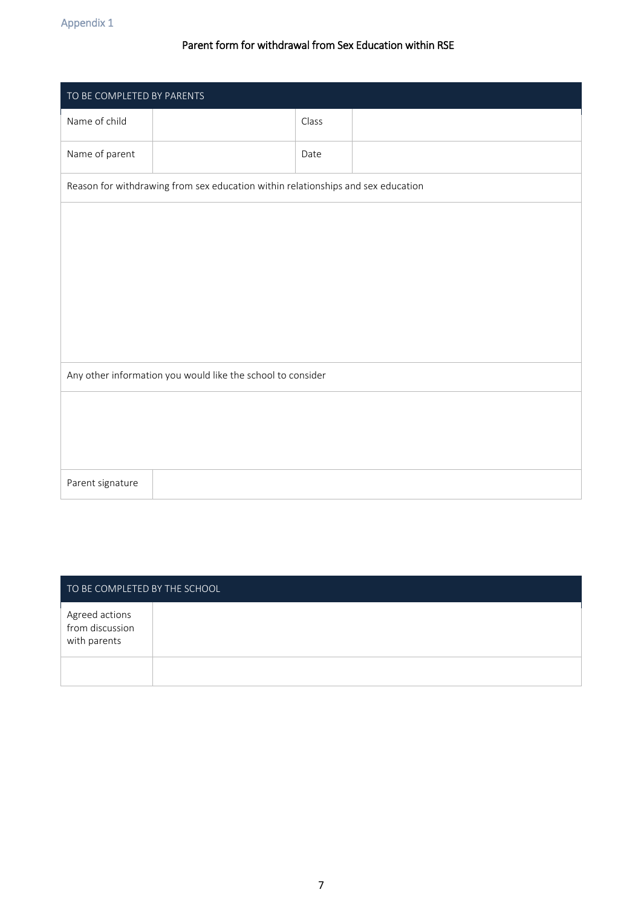Appendix 1

## Parent form for withdrawal from Sex Education within RSE

| TO BE COMPLETED BY PARENTS | | | |
|---|---|---|---|
| Name of child | | Class | |
| Name of parent | | Date | |
| Reason for withdrawing from sex education within relationships and sex education | | | |
| | | | |
| Any other information you would like the school to consider | | | |
| | | | |
| Parent signature | | | |

| TO BE COMPLETED BY THE SCHOOL | |
|---|---|
| Agreed actions from discussion with parents | |
| | |